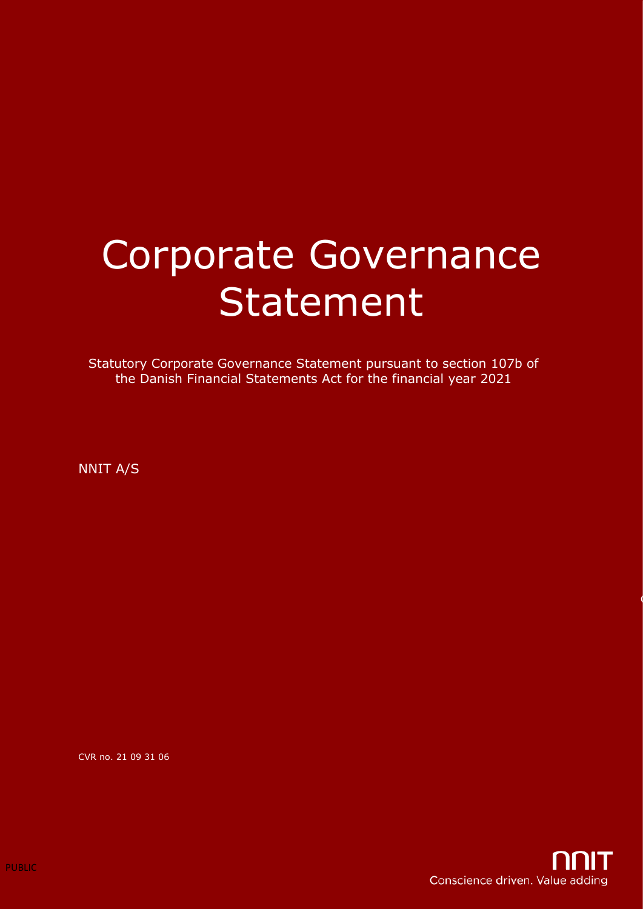# Corporate Governance Statement

Statutory Corporate Governance Statement pursuant to section 107b of the Danish Financial Statements Act for the financial year 2021

NNIT A/S

CVR no. 21 09 31 06

PUBLIC

NNIT
Conscience driven. Value adding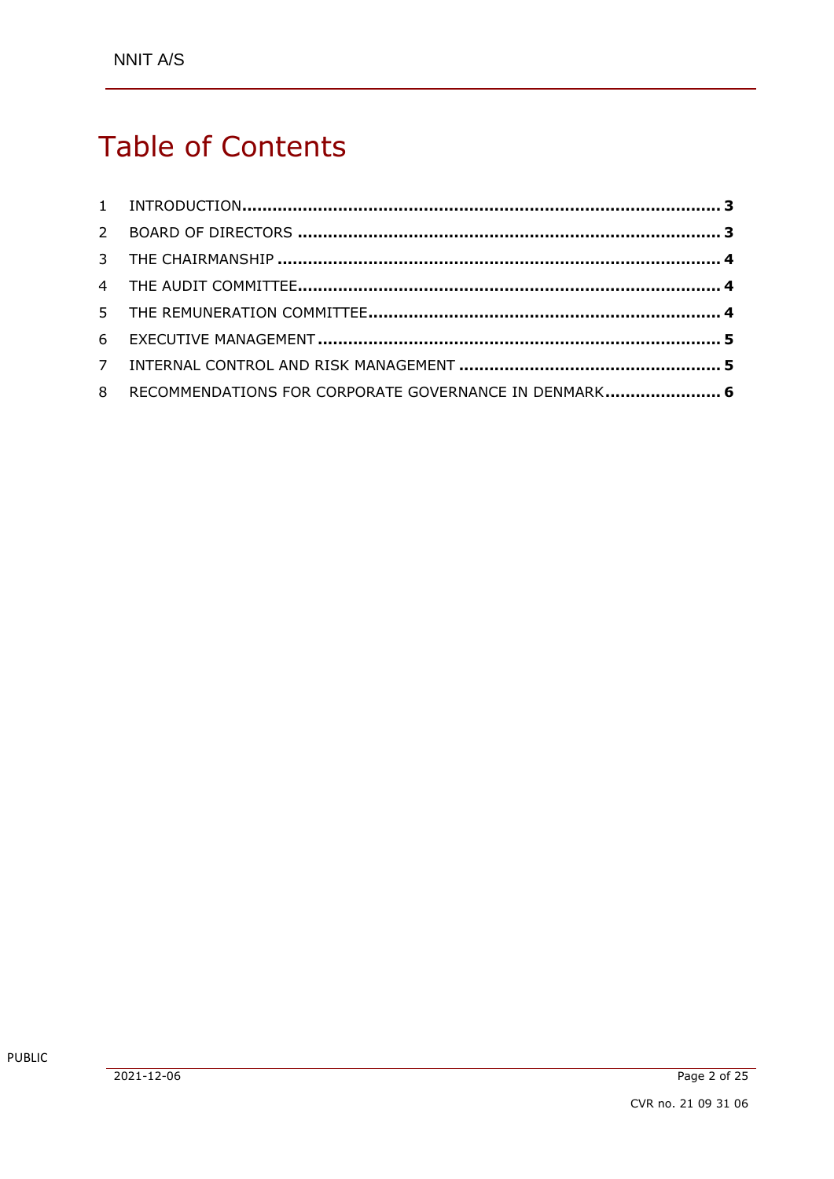# Table of Contents

1 INTRODUCTION ..... 3
2 BOARD OF DIRECTORS ..... 3
3 THE CHAIRMANSHIP ..... 4
4 THE AUDIT COMMITTEE ..... 4
5 THE REMUNERATION COMMITTEE ..... 4
6 EXECUTIVE MANAGEMENT ..... 5
7 INTERNAL CONTROL AND RISK MANAGEMENT ..... 5
8 RECOMMENDATIONS FOR CORPORATE GOVERNANCE IN DENMARK ..... 6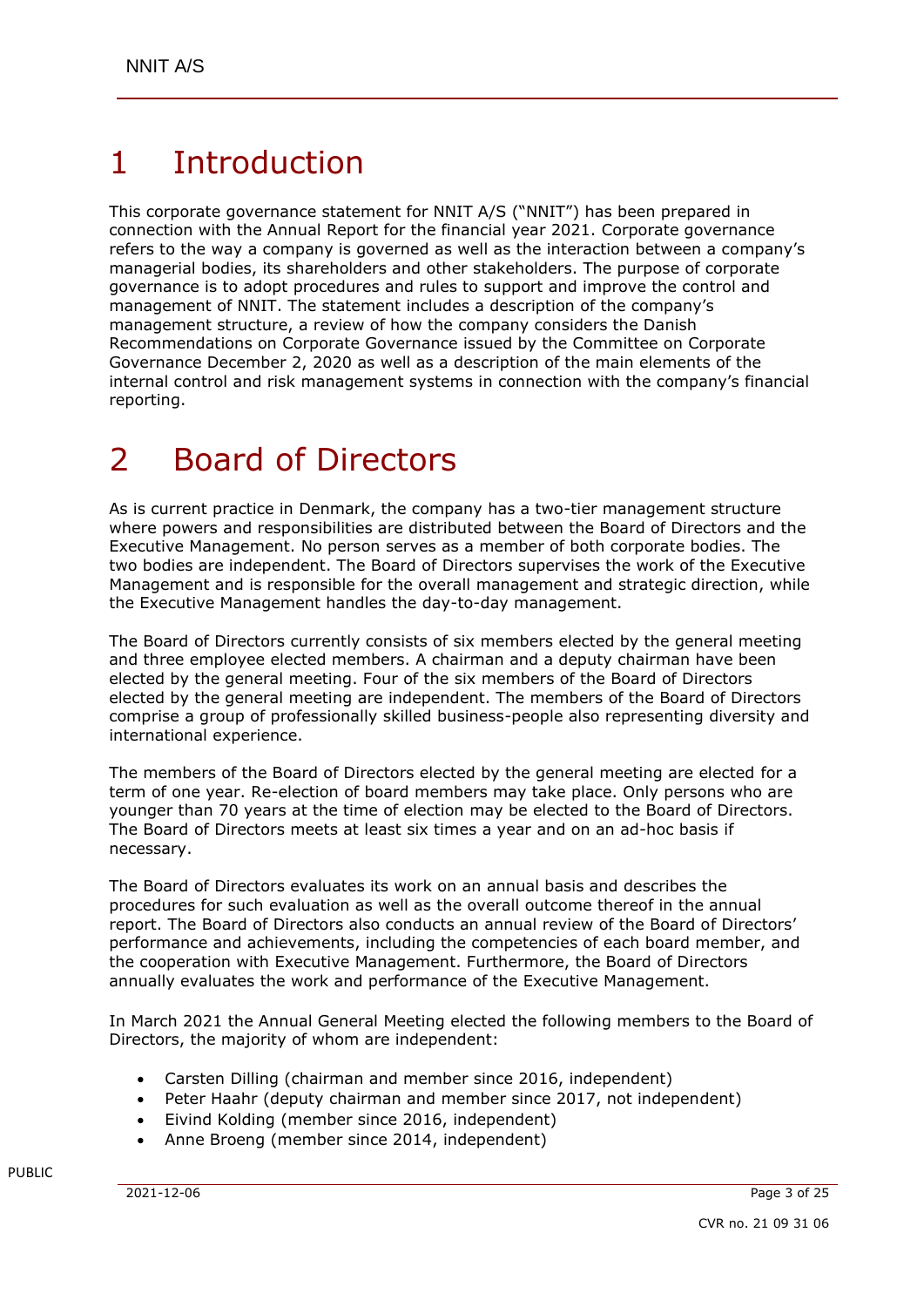# 1 Introduction

This corporate governance statement for NNIT A/S ("NNIT") has been prepared in connection with the Annual Report for the financial year 2021. Corporate governance refers to the way a company is governed as well as the interaction between a company's managerial bodies, its shareholders and other stakeholders. The purpose of corporate governance is to adopt procedures and rules to support and improve the control and management of NNIT. The statement includes a description of the company's management structure, a review of how the company considers the Danish Recommendations on Corporate Governance issued by the Committee on Corporate Governance December 2, 2020 as well as a description of the main elements of the internal control and risk management systems in connection with the company's financial reporting.

# 2 Board of Directors

As is current practice in Denmark, the company has a two-tier management structure where powers and responsibilities are distributed between the Board of Directors and the Executive Management. No person serves as a member of both corporate bodies. The two bodies are independent. The Board of Directors supervises the work of the Executive Management and is responsible for the overall management and strategic direction, while the Executive Management handles the day-to-day management.

The Board of Directors currently consists of six members elected by the general meeting and three employee elected members. A chairman and a deputy chairman have been elected by the general meeting. Four of the six members of the Board of Directors elected by the general meeting are independent. The members of the Board of Directors comprise a group of professionally skilled business-people also representing diversity and international experience.

The members of the Board of Directors elected by the general meeting are elected for a term of one year. Re-election of board members may take place. Only persons who are younger than 70 years at the time of election may be elected to the Board of Directors. The Board of Directors meets at least six times a year and on an ad-hoc basis if necessary.

The Board of Directors evaluates its work on an annual basis and describes the procedures for such evaluation as well as the overall outcome thereof in the annual report. The Board of Directors also conducts an annual review of the Board of Directors' performance and achievements, including the competencies of each board member, and the cooperation with Executive Management. Furthermore, the Board of Directors annually evaluates the work and performance of the Executive Management.

In March 2021 the Annual General Meeting elected the following members to the Board of Directors, the majority of whom are independent:

- Carsten Dilling (chairman and member since 2016, independent)
- Peter Haahr (deputy chairman and member since 2017, not independent)
- Eivind Kolding (member since 2016, independent)
- Anne Broeng (member since 2014, independent)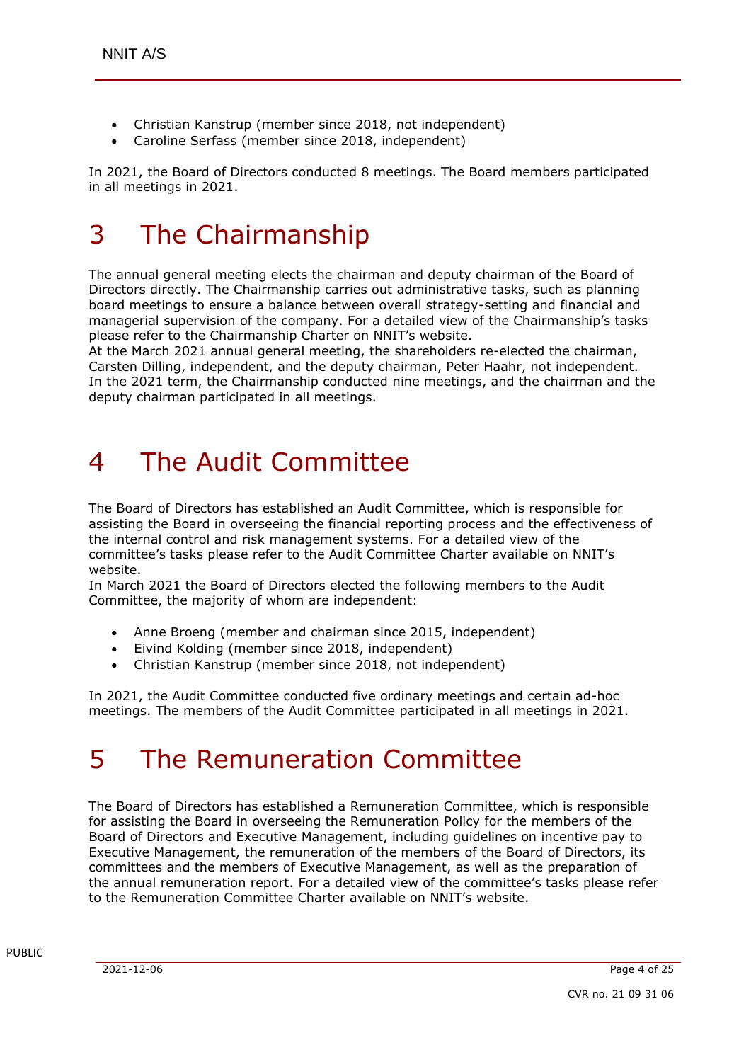- Christian Kanstrup (member since 2018, not independent)
- Caroline Serfass (member since 2018, independent)

In 2021, the Board of Directors conducted 8 meetings. The Board members participated in all meetings in 2021.

# 3 The Chairmanship

The annual general meeting elects the chairman and deputy chairman of the Board of Directors directly. The Chairmanship carries out administrative tasks, such as planning board meetings to ensure a balance between overall strategy-setting and financial and managerial supervision of the company. For a detailed view of the Chairmanship's tasks please refer to the Chairmanship Charter on NNIT's website.
At the March 2021 annual general meeting, the shareholders re-elected the chairman, Carsten Dilling, independent, and the deputy chairman, Peter Haahr, not independent. In the 2021 term, the Chairmanship conducted nine meetings, and the chairman and the deputy chairman participated in all meetings.

# 4 The Audit Committee

The Board of Directors has established an Audit Committee, which is responsible for assisting the Board in overseeing the financial reporting process and the effectiveness of the internal control and risk management systems. For a detailed view of the committee's tasks please refer to the Audit Committee Charter available on NNIT's website.
In March 2021 the Board of Directors elected the following members to the Audit Committee, the majority of whom are independent:

- Anne Broeng (member and chairman since 2015, independent)
- Eivind Kolding (member since 2018, independent)
- Christian Kanstrup (member since 2018, not independent)

In 2021, the Audit Committee conducted five ordinary meetings and certain ad-hoc meetings. The members of the Audit Committee participated in all meetings in 2021.

# 5 The Remuneration Committee

The Board of Directors has established a Remuneration Committee, which is responsible for assisting the Board in overseeing the Remuneration Policy for the members of the Board of Directors and Executive Management, including guidelines on incentive pay to Executive Management, the remuneration of the members of the Board of Directors, its committees and the members of Executive Management, as well as the preparation of the annual remuneration report. For a detailed view of the committee's tasks please refer to the Remuneration Committee Charter available on NNIT's website.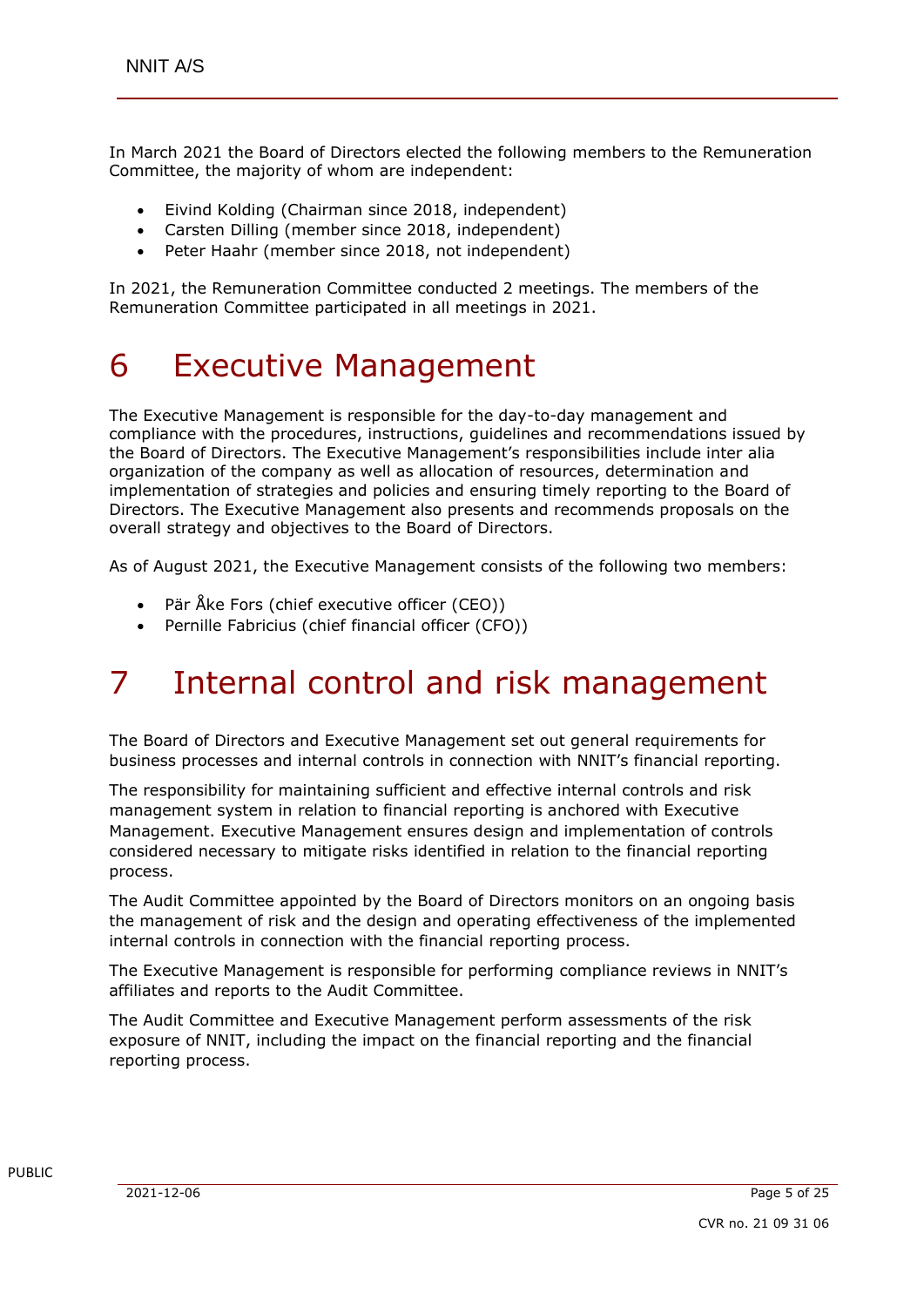In March 2021 the Board of Directors elected the following members to the Remuneration Committee, the majority of whom are independent:

- Eivind Kolding (Chairman since 2018, independent)
- Carsten Dilling (member since 2018, independent)
- Peter Haahr (member since 2018, not independent)

In 2021, the Remuneration Committee conducted 2 meetings. The members of the Remuneration Committee participated in all meetings in 2021.

# 6 Executive Management

The Executive Management is responsible for the day-to-day management and compliance with the procedures, instructions, guidelines and recommendations issued by the Board of Directors. The Executive Management's responsibilities include inter alia organization of the company as well as allocation of resources, determination and implementation of strategies and policies and ensuring timely reporting to the Board of Directors. The Executive Management also presents and recommends proposals on the overall strategy and objectives to the Board of Directors.

As of August 2021, the Executive Management consists of the following two members:

- Pär Åke Fors (chief executive officer (CEO))
- Pernille Fabricius (chief financial officer (CFO))

# 7 Internal control and risk management

The Board of Directors and Executive Management set out general requirements for business processes and internal controls in connection with NNIT's financial reporting.

The responsibility for maintaining sufficient and effective internal controls and risk management system in relation to financial reporting is anchored with Executive Management. Executive Management ensures design and implementation of controls considered necessary to mitigate risks identified in relation to the financial reporting process.

The Audit Committee appointed by the Board of Directors monitors on an ongoing basis the management of risk and the design and operating effectiveness of the implemented internal controls in connection with the financial reporting process.

The Executive Management is responsible for performing compliance reviews in NNIT's affiliates and reports to the Audit Committee.

The Audit Committee and Executive Management perform assessments of the risk exposure of NNIT, including the impact on the financial reporting and the financial reporting process.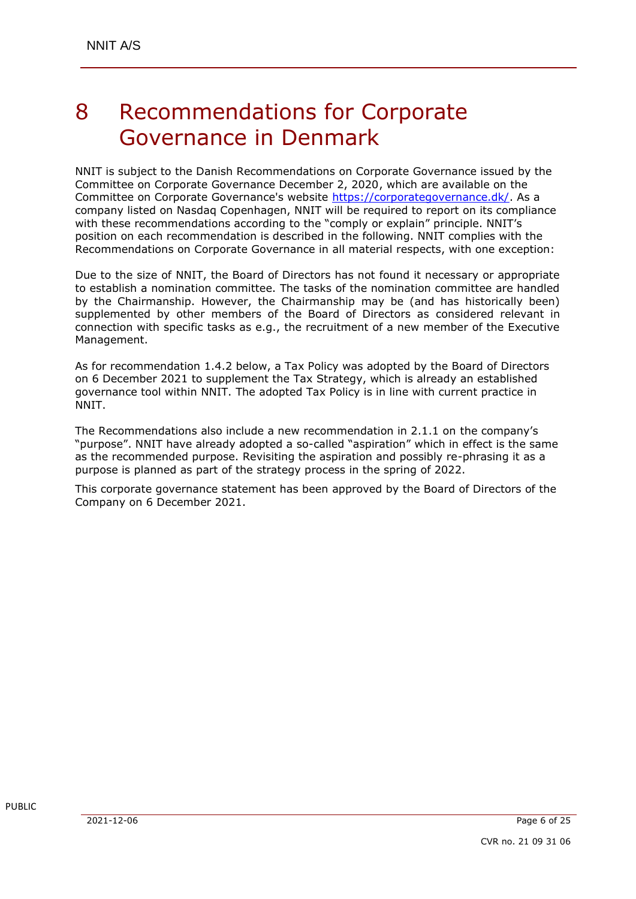# 8 Recommendations for Corporate Governance in Denmark

NNIT is subject to the Danish Recommendations on Corporate Governance issued by the Committee on Corporate Governance December 2, 2020, which are available on the Committee on Corporate Governance's website https://corporategovernance.dk/. As a company listed on Nasdaq Copenhagen, NNIT will be required to report on its compliance with these recommendations according to the "comply or explain" principle. NNIT's position on each recommendation is described in the following. NNIT complies with the Recommendations on Corporate Governance in all material respects, with one exception:

Due to the size of NNIT, the Board of Directors has not found it necessary or appropriate to establish a nomination committee. The tasks of the nomination committee are handled by the Chairmanship. However, the Chairmanship may be (and has historically been) supplemented by other members of the Board of Directors as considered relevant in connection with specific tasks as e.g., the recruitment of a new member of the Executive Management.

As for recommendation 1.4.2 below, a Tax Policy was adopted by the Board of Directors on 6 December 2021 to supplement the Tax Strategy, which is already an established governance tool within NNIT. The adopted Tax Policy is in line with current practice in NNIT.

The Recommendations also include a new recommendation in 2.1.1 on the company's "purpose". NNIT have already adopted a so-called "aspiration" which in effect is the same as the recommended purpose. Revisiting the aspiration and possibly re-phrasing it as a purpose is planned as part of the strategy process in the spring of 2022.

This corporate governance statement has been approved by the Board of Directors of the Company on 6 December 2021.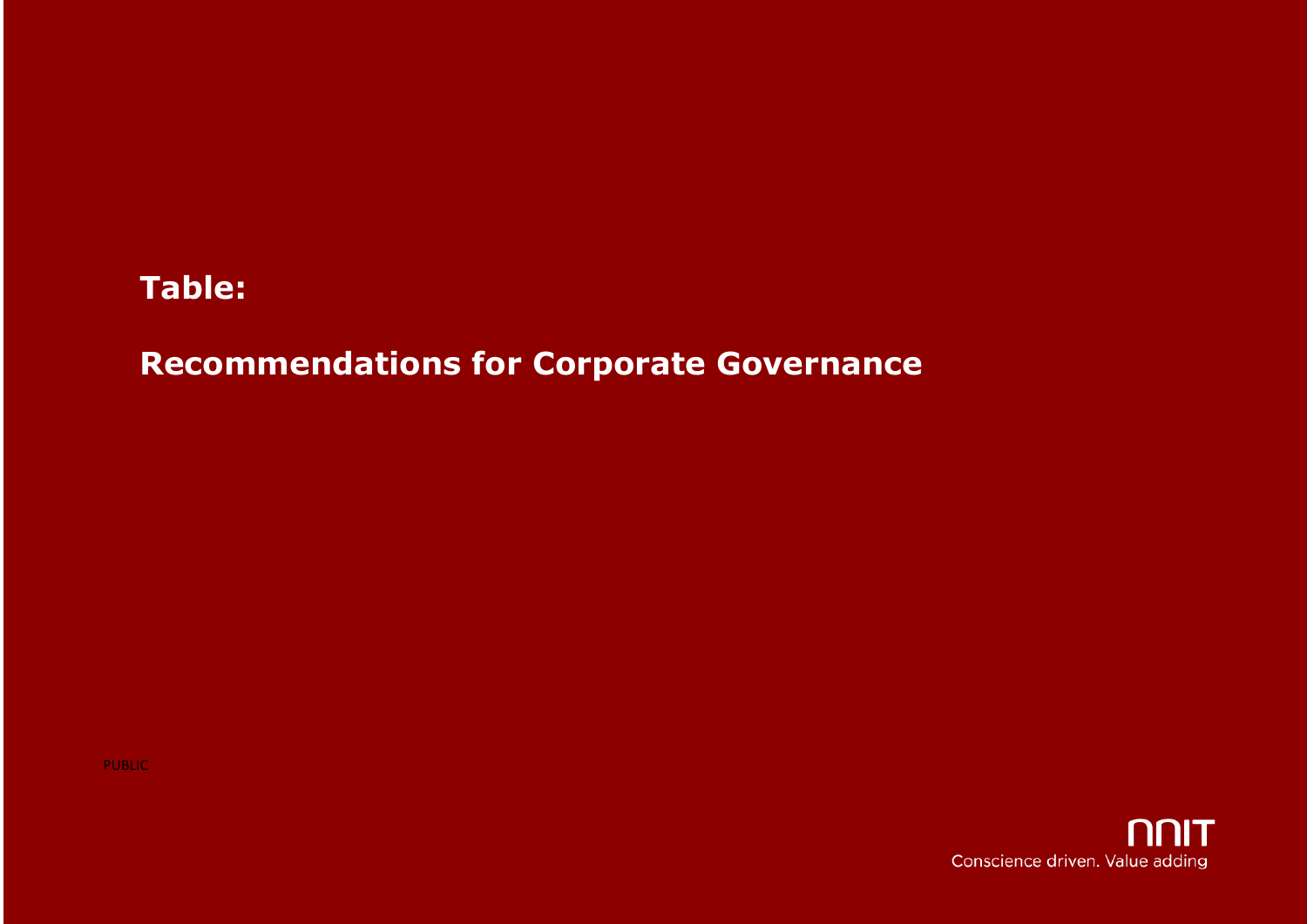# Table:

# Recommendations for Corporate Governance

PUBLIC

NNIT

Conscience driven. Value adding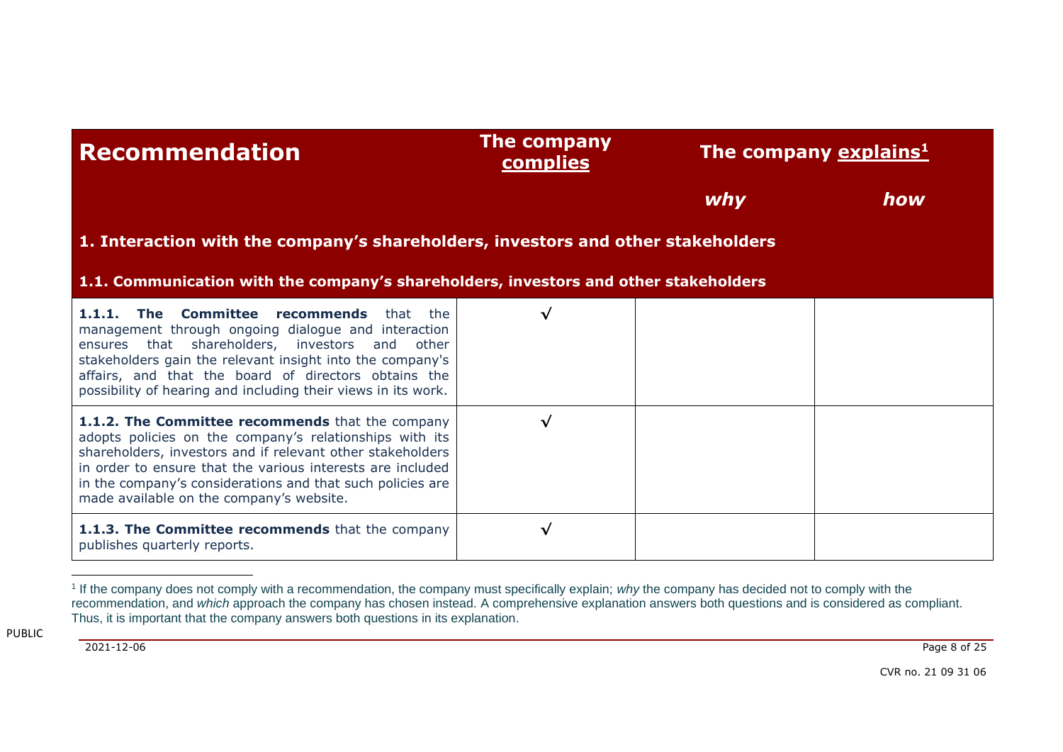| Recommendation | The company complies | The company explains[1] | |
|---|---|---|---|
| | | *why* | *how* |
| **1. Interaction with the company's shareholders, investors and other stakeholders** | | | |
| **1.1. Communication with the company's shareholders, investors and other stakeholders** | | | |
| **1.1.1. The Committee recommends** that the management through ongoing dialogue and interaction ensures that shareholders, investors and other stakeholders gain the relevant insight into the company's affairs, and that the board of directors obtains the possibility of hearing and including their views in its work. | √ | | |
| **1.1.2. The Committee recommends** that the company adopts policies on the company's relationships with its shareholders, investors and if relevant other stakeholders in order to ensure that the various interests are included in the company's considerations and that such policies are made available on the company's website. | √ | | |
| **1.1.3. The Committee recommends** that the company publishes quarterly reports. | √ | | |

[1] If the company does not comply with a recommendation, the company must specifically explain; *why* the company has decided not to comply with the recommendation, and *which* approach the company has chosen instead. A comprehensive explanation answers both questions and is considered as compliant. Thus, it is important that the company answers both questions in its explanation.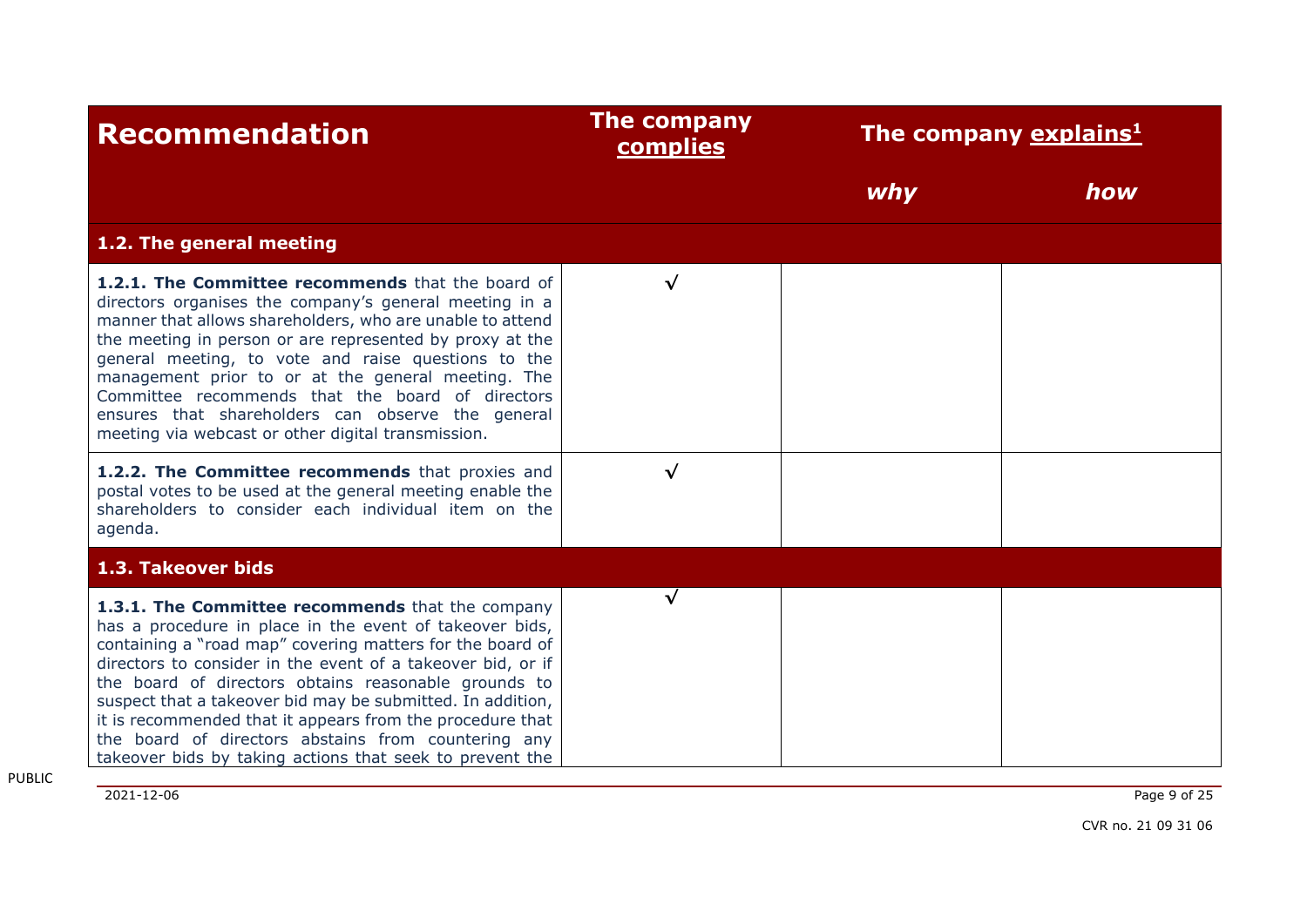| Recommendation | The company complies | The company explains[1] | |
|---|---|---|---|
| | | *why* | *how* |
| **1.2. The general meeting** | | | |
| **1.2.1. The Committee recommends** that the board of directors organises the company's general meeting in a manner that allows shareholders, who are unable to attend the meeting in person or are represented by proxy at the general meeting, to vote and raise questions to the management prior to or at the general meeting. The Committee recommends that the board of directors ensures that shareholders can observe the general meeting via webcast or other digital transmission. | √ | | |
| **1.2.2. The Committee recommends** that proxies and postal votes to be used at the general meeting enable the shareholders to consider each individual item on the agenda. | √ | | |
| **1.3. Takeover bids** | | | |
| **1.3.1. The Committee recommends** that the company has a procedure in place in the event of takeover bids, containing a "road map" covering matters for the board of directors to consider in the event of a takeover bid, or if the board of directors obtains reasonable grounds to suspect that a takeover bid may be submitted. In addition, it is recommended that it appears from the procedure that the board of directors abstains from countering any takeover bids by taking actions that seek to prevent the | √ | | |

PUBLIC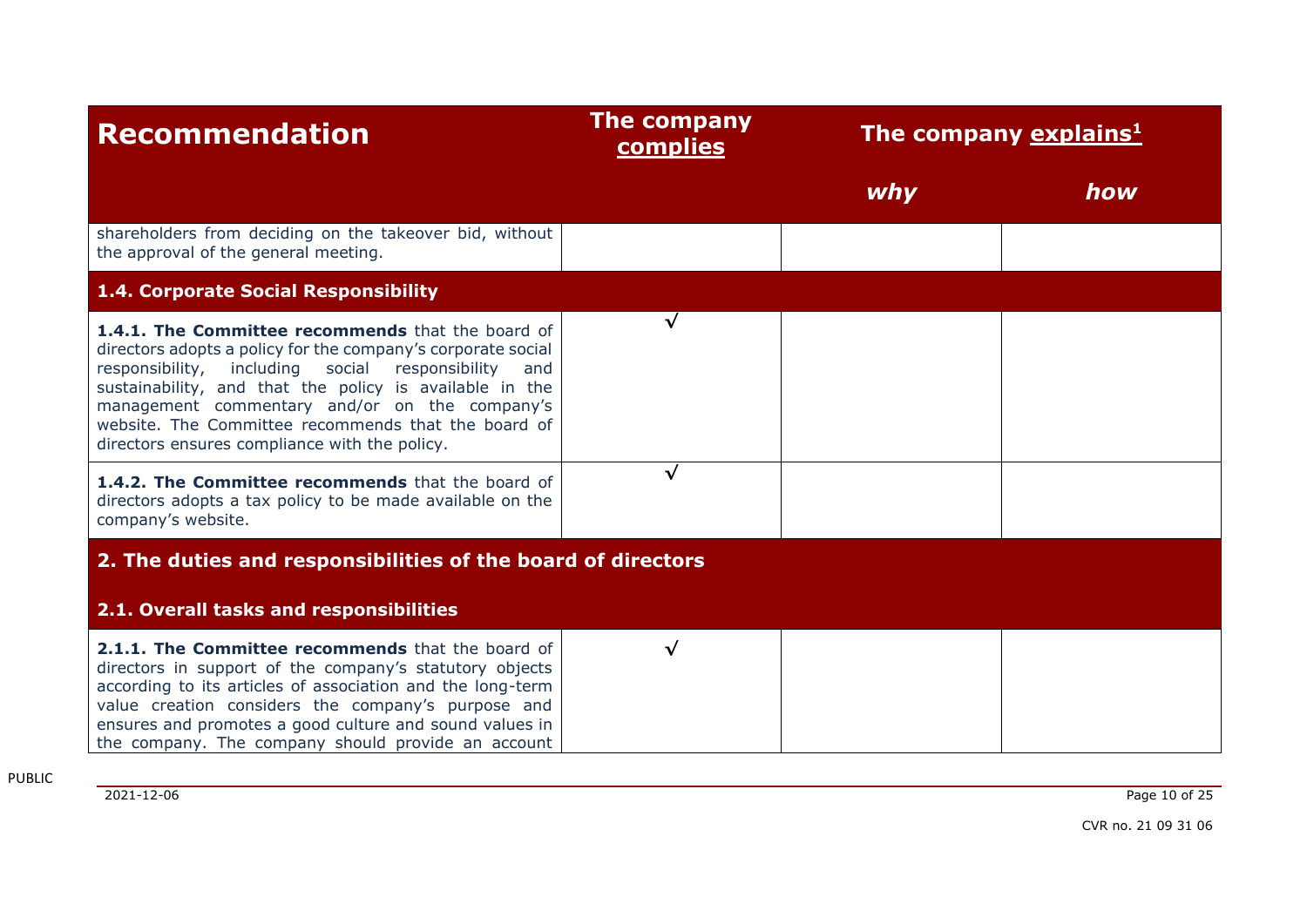| Recommendation | The company complies | The company explains[1] | |
|---|---|---|---|
| | | *why* | *how* |
| shareholders from deciding on the takeover bid, without the approval of the general meeting. | | | |
| **1.4. Corporate Social Responsibility** | | | |
| **1.4.1. The Committee recommends** that the board of directors adopts a policy for the company's corporate social responsibility, including social responsibility and sustainability, and that the policy is available in the management commentary and/or on the company's website. The Committee recommends that the board of directors ensures compliance with the policy. | √ | | |
| **1.4.2. The Committee recommends** that the board of directors adopts a tax policy to be made available on the company's website. | √ | | |
| **2. The duties and responsibilities of the board of directors** | | | |
| **2.1. Overall tasks and responsibilities** | | | |
| **2.1.1. The Committee recommends** that the board of directors in support of the company's statutory objects according to its articles of association and the long-term value creation considers the company's purpose and ensures and promotes a good culture and sound values in the company. The company should provide an account | √ | | |

PUBLIC

2021-12-06

CVR no. 21 09 31 06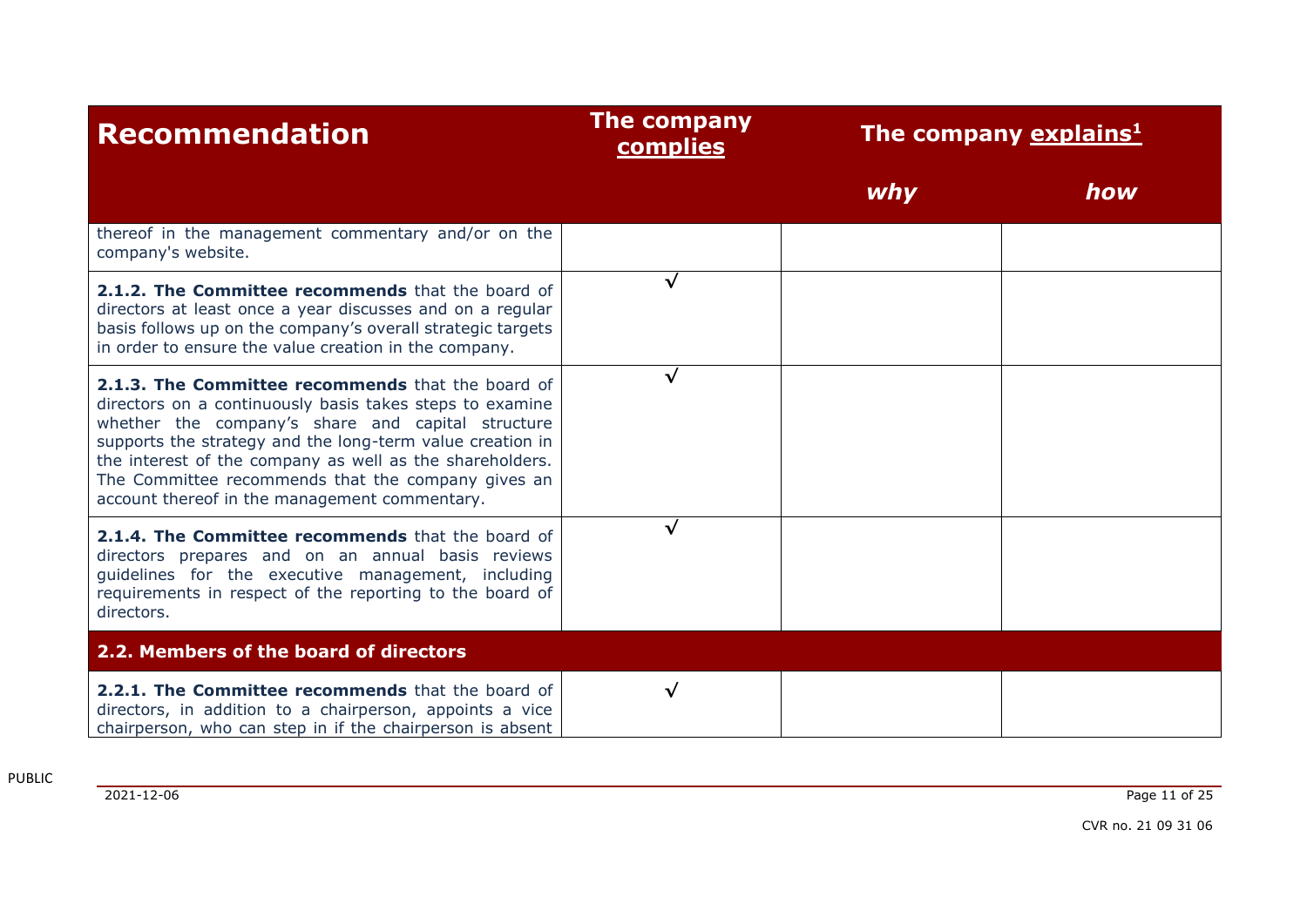| Recommendation | The company complies | The company explains[1] | |
|---|---|---|---|
| | | *why* | *how* |
| thereof in the management commentary and/or on the company's website. | | | |
| **2.1.2. The Committee recommends** that the board of directors at least once a year discusses and on a regular basis follows up on the company's overall strategic targets in order to ensure the value creation in the company. | √ | | |
| **2.1.3. The Committee recommends** that the board of directors on a continuously basis takes steps to examine whether the company's share and capital structure supports the strategy and the long-term value creation in the interest of the company as well as the shareholders. The Committee recommends that the company gives an account thereof in the management commentary. | √ | | |
| **2.1.4. The Committee recommends** that the board of directors prepares and on an annual basis reviews guidelines for the executive management, including requirements in respect of the reporting to the board of directors. | √ | | |
| **2.2. Members of the board of directors** | | | |
| **2.2.1. The Committee recommends** that the board of directors, in addition to a chairperson, appoints a vice chairperson, who can step in if the chairperson is absent | √ | | |

PUBLIC

2021-12-06

CVR no. 21 09 31 06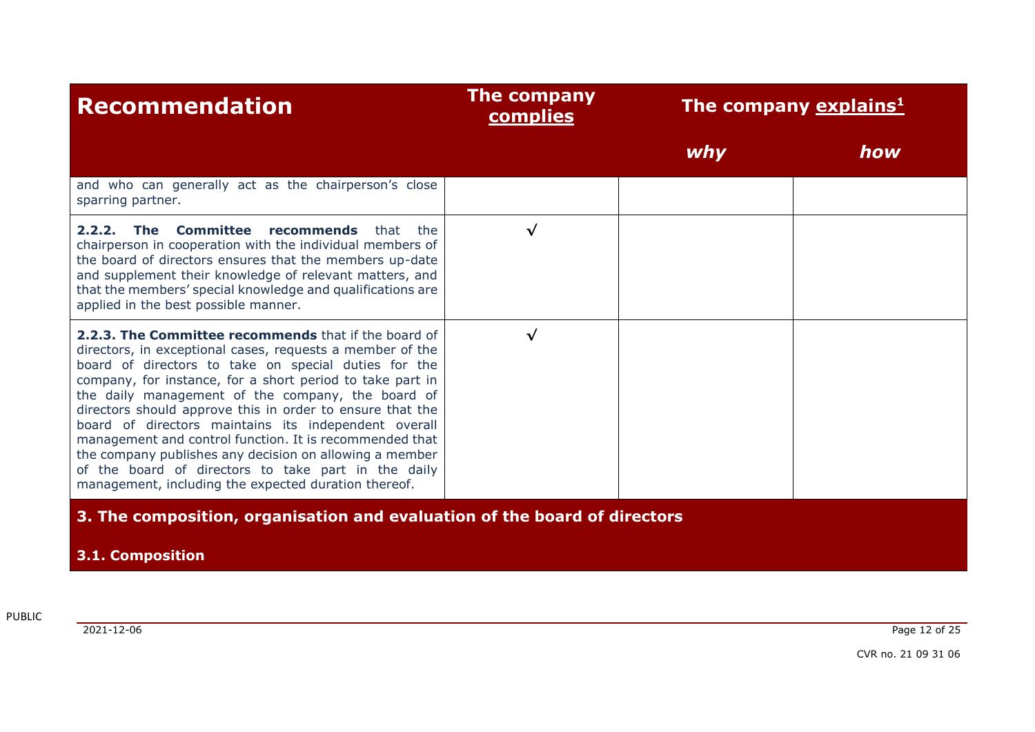| Recommendation | The company complies | The company explains[1] | |
|---|---|---|---|
| | | *why* | *how* |
| and who can generally act as the chairperson's close sparring partner. | | | |
| **2.2.2. The Committee recommends** that the chairperson in cooperation with the individual members of the board of directors ensures that the members up-date and supplement their knowledge of relevant matters, and that the members' special knowledge and qualifications are applied in the best possible manner. | √ | | |
| **2.2.3. The Committee recommends** that if the board of directors, in exceptional cases, requests a member of the board of directors to take on special duties for the company, for instance, for a short period to take part in the daily management of the company, the board of directors should approve this in order to ensure that the board of directors maintains its independent overall management and control function. It is recommended that the company publishes any decision on allowing a member of the board of directors to take part in the daily management, including the expected duration thereof. | √ | | |

## 3. The composition, organisation and evaluation of the board of directors

### 3.1. Composition

PUBLIC

2021-12-06

CVR no. 21 09 31 06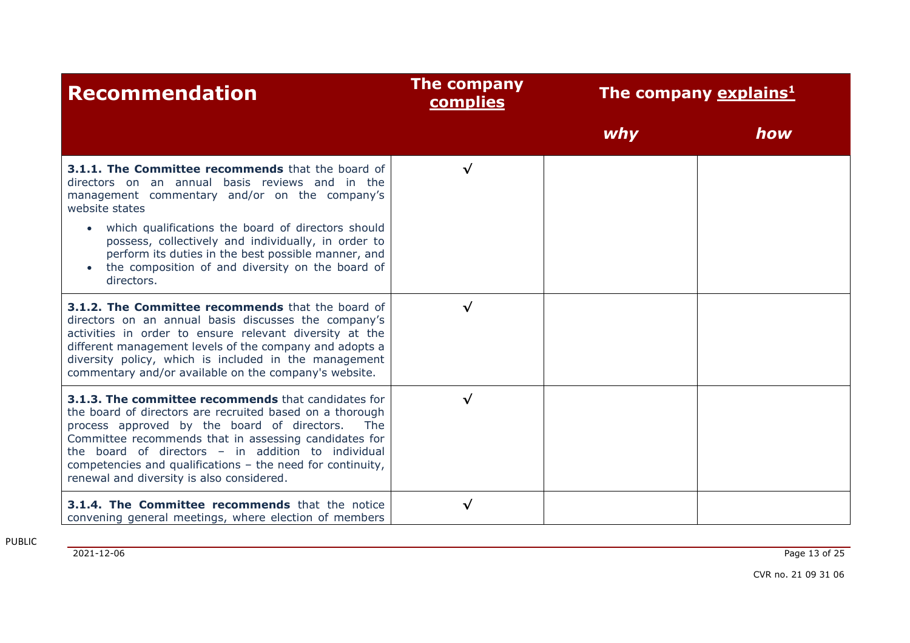| Recommendation | The company complies | The company explains[1] | |
|---|---|---|---|
| | | *why* | *how* |
| **3.1.1. The Committee recommends** that the board of directors on an annual basis reviews and in the management commentary and/or on the company's website states<br>• which qualifications the board of directors should possess, collectively and individually, in order to perform its duties in the best possible manner, and<br>• the composition of and diversity on the board of directors. | √ | | |
| **3.1.2. The Committee recommends** that the board of directors on an annual basis discusses the company's activities in order to ensure relevant diversity at the different management levels of the company and adopts a diversity policy, which is included in the management commentary and/or available on the company's website. | √ | | |
| **3.1.3. The committee recommends** that candidates for the board of directors are recruited based on a thorough process approved by the board of directors. The Committee recommends that in assessing candidates for the board of directors – in addition to individual competencies and qualifications – the need for continuity, renewal and diversity is also considered. | √ | | |
| **3.1.4. The Committee recommends** that the notice convening general meetings, where election of members | √ | | |

PUBLIC

2021-12-06

CVR no. 21 09 31 06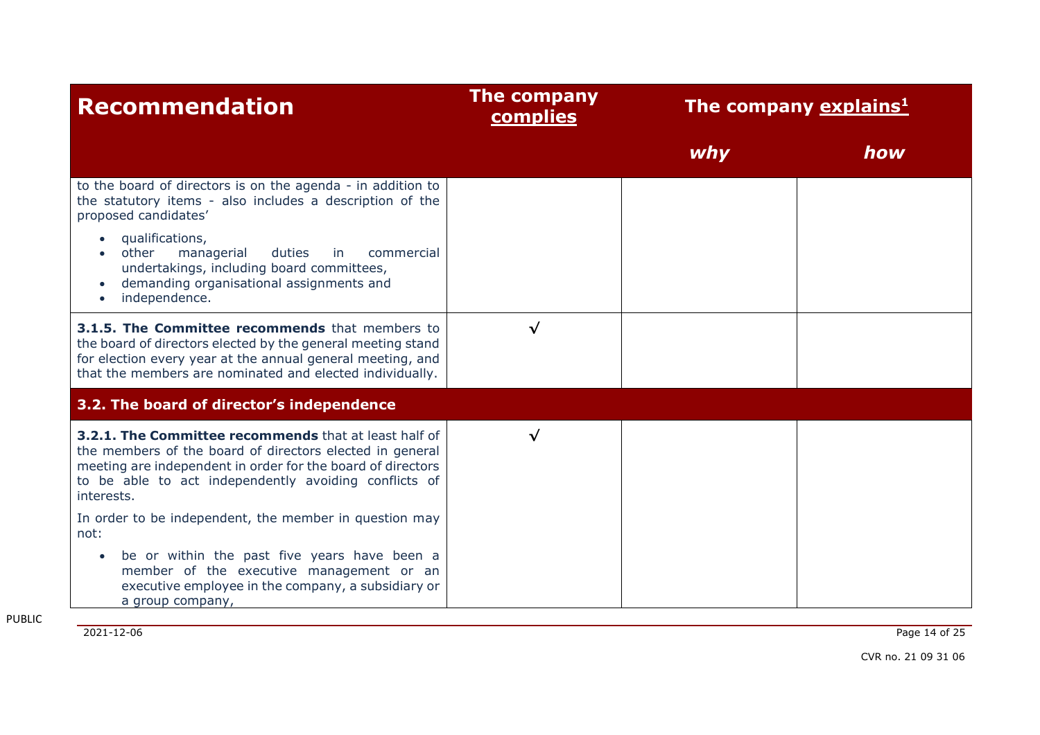| Recommendation | The company complies | The company explains[1] | |
|---|---|---|---|
| | | *why* | *how* |
| to the board of directors is on the agenda - in addition to the statutory items - also includes a description of the proposed candidates' <br>• qualifications, <br>• other managerial duties in commercial undertakings, including board committees, <br>• demanding organisational assignments and <br>• independence. | | | |
| **3.1.5. The Committee recommends** that members to the board of directors elected by the general meeting stand for election every year at the annual general meeting, and that the members are nominated and elected individually. | √ | | |
| **3.2. The board of director's independence** | | | |
| **3.2.1. The Committee recommends** that at least half of the members of the board of directors elected in general meeting are independent in order for the board of directors to be able to act independently avoiding conflicts of interests. <br><br>In order to be independent, the member in question may not: <br>• be or within the past five years have been a member of the executive management or an executive employee in the company, a subsidiary or a group company, | √ | | |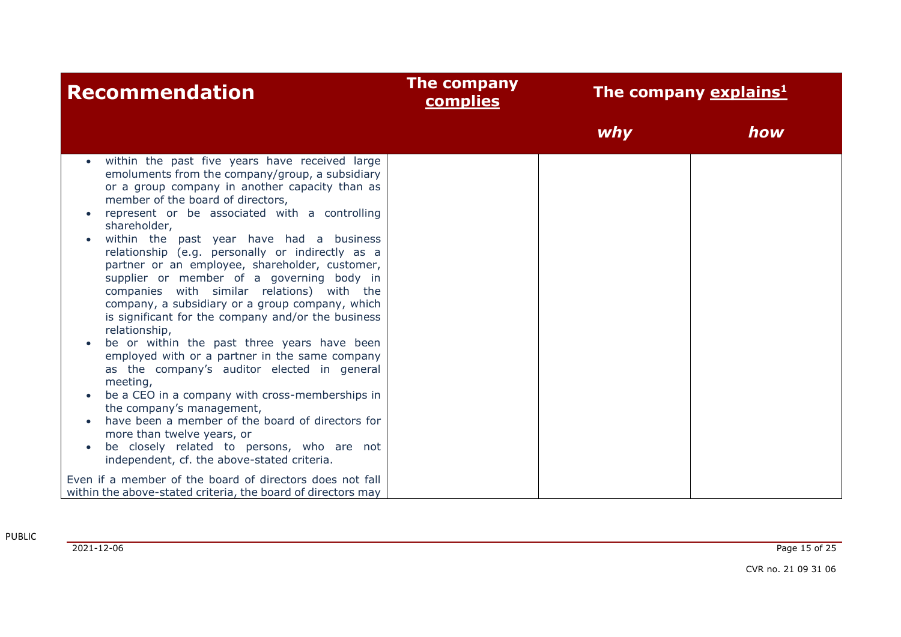| Recommendation | The company complies | The company explains[1] | |
|---|---|---|---|
| | | *why* | *how* |
| • within the past five years have received large emoluments from the company/group, a subsidiary or a group company in another capacity than as member of the board of directors,<br>• represent or be associated with a controlling shareholder,<br>• within the past year have had a business relationship (e.g. personally or indirectly as a partner or an employee, shareholder, customer, supplier or member of a governing body in companies with similar relations) with the company, a subsidiary or a group company, which is significant for the company and/or the business relationship,<br>• be or within the past three years have been employed with or a partner in the same company as the company's auditor elected in general meeting,<br>• be a CEO in a company with cross-memberships in the company's management,<br>• have been a member of the board of directors for more than twelve years, or<br>• be closely related to persons, who are not independent, cf. the above-stated criteria.<br><br>Even if a member of the board of directors does not fall within the above-stated criteria, the board of directors may | | | |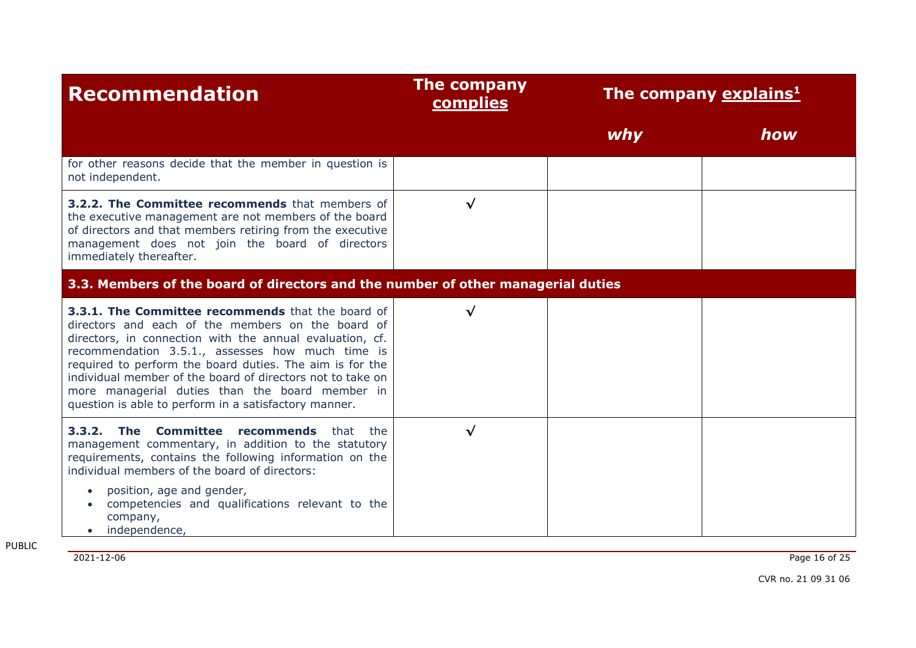| Recommendation | The company complies | The company explains[1] | |
|---|---|---|---|
| | | *why* | *how* |
| for other reasons decide that the member in question is not independent. | | | |
| **3.2.2. The Committee recommends** that members of the executive management are not members of the board of directors and that members retiring from the executive management does not join the board of directors immediately thereafter. | √ | | |
| **3.3. Members of the board of directors and the number of other managerial duties** | | | |
| **3.3.1. The Committee recommends** that the board of directors and each of the members on the board of directors, in connection with the annual evaluation, cf. recommendation 3.5.1., assesses how much time is required to perform the board duties. The aim is for the individual member of the board of directors not to take on more managerial duties than the board member in question is able to perform in a satisfactory manner. | √ | | |
| **3.3.2. The Committee recommends** that the management commentary, in addition to the statutory requirements, contains the following information on the individual members of the board of directors:<br>• position, age and gender,<br>• competencies and qualifications relevant to the company,<br>• independence, | √ | | |

PUBLIC

2021-12-06

CVR no. 21 09 31 06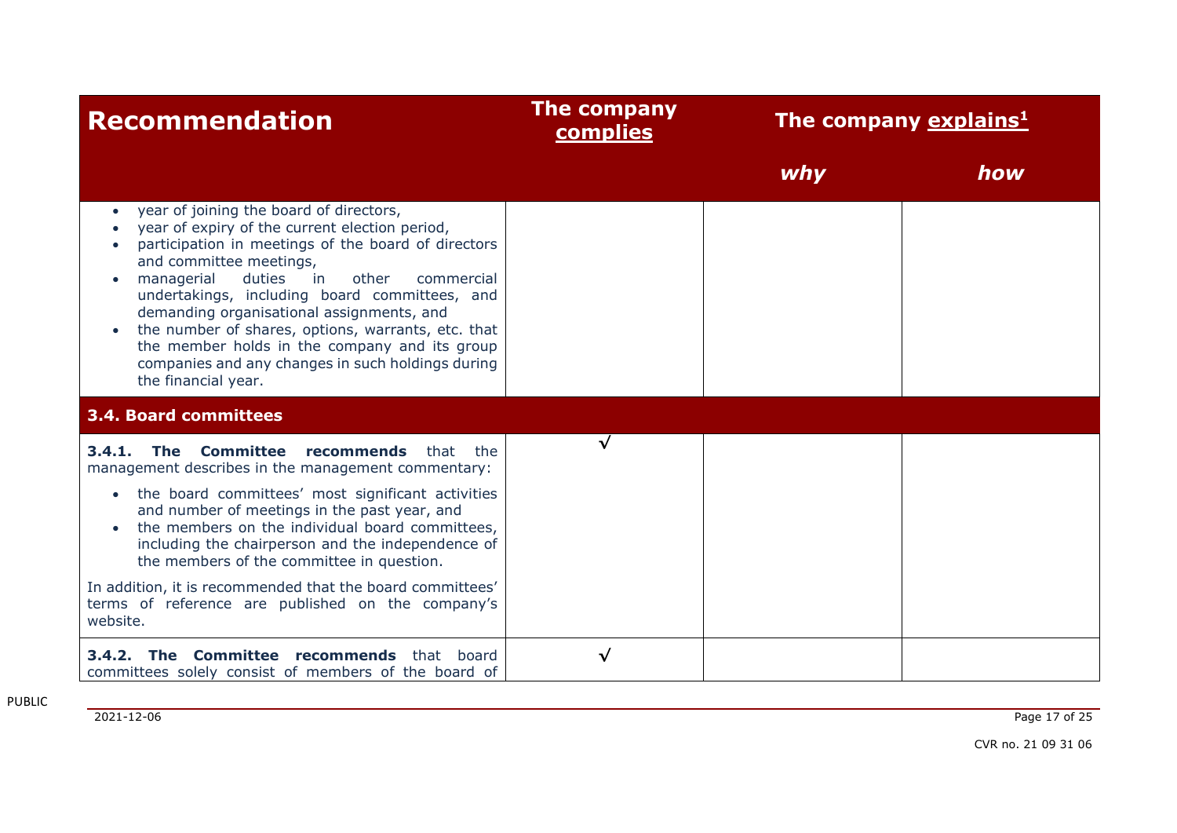| Recommendation | The company complies | The company explains[1] | |
|---|---|---|---|
| | | *why* | *how* |
| • year of joining the board of directors,<br>• year of expiry of the current election period,<br>• participation in meetings of the board of directors and committee meetings,<br>• managerial duties in other commercial undertakings, including board committees, and demanding organisational assignments, and<br>• the number of shares, options, warrants, etc. that the member holds in the company and its group companies and any changes in such holdings during the financial year. | | | |
| **3.4. Board committees** | | | |
| **3.4.1. The Committee recommends** that the management describes in the management commentary:<br>• the board committees' most significant activities and number of meetings in the past year, and<br>• the members on the individual board committees, including the chairperson and the independence of the members of the committee in question.<br>In addition, it is recommended that the board committees' terms of reference are published on the company's website. | √ | | |
| **3.4.2. The Committee recommends** that board committees solely consist of members of the board of | √ | | |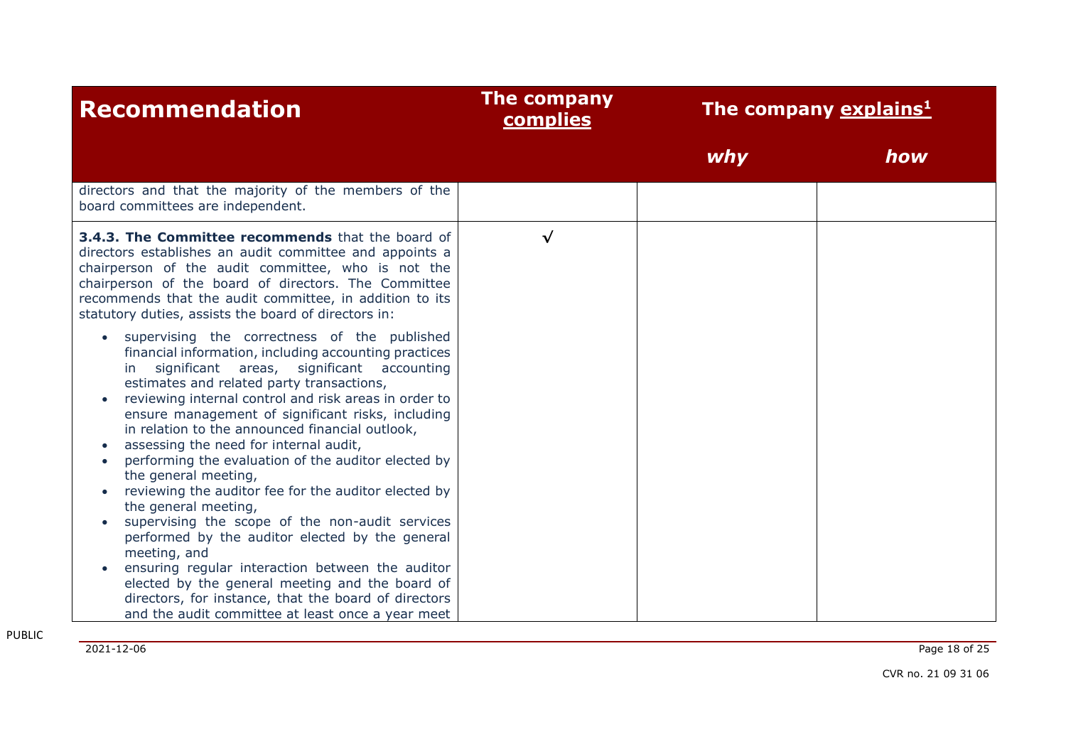| Recommendation | The company complies | The company explains[1] | |
|---|---|---|---|
| | | *why* | *how* |
| directors and that the majority of the members of the board committees are independent. | | | |
| **3.4.3. The Committee recommends** that the board of directors establishes an audit committee and appoints a chairperson of the audit committee, who is not the chairperson of the board of directors. The Committee recommends that the audit committee, in addition to its statutory duties, assists the board of directors in:<br><br>• supervising the correctness of the published financial information, including accounting practices in significant areas, significant accounting estimates and related party transactions,<br>• reviewing internal control and risk areas in order to ensure management of significant risks, including in relation to the announced financial outlook,<br>• assessing the need for internal audit,<br>• performing the evaluation of the auditor elected by the general meeting,<br>• reviewing the auditor fee for the auditor elected by the general meeting,<br>• supervising the scope of the non-audit services performed by the auditor elected by the general meeting, and<br>• ensuring regular interaction between the auditor elected by the general meeting and the board of directors, for instance, that the board of directors and the audit committee at least once a year meet | √ | | |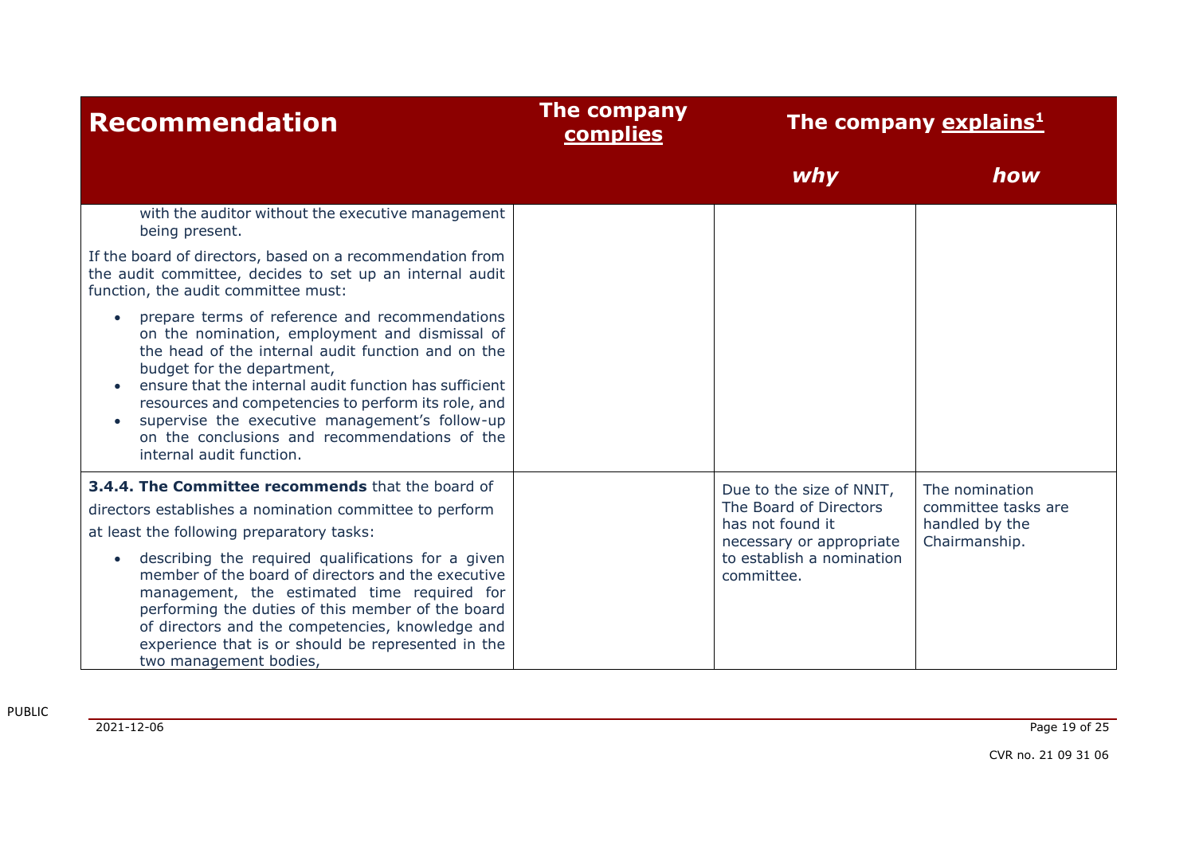| Recommendation | The company complies | The company explains[1] | |
|---|---|---|---|
| | | *why* | *how* |
| with the auditor without the executive management being present.<br><br>If the board of directors, based on a recommendation from the audit committee, decides to set up an internal audit function, the audit committee must:<br><br>• prepare terms of reference and recommendations on the nomination, employment and dismissal of the head of the internal audit function and on the budget for the department,<br>• ensure that the internal audit function has sufficient resources and competencies to perform its role, and<br>• supervise the executive management's follow-up on the conclusions and recommendations of the internal audit function. | | | |
| **3.4.4. The Committee recommends** that the board of directors establishes a nomination committee to perform at least the following preparatory tasks:<br><br>• describing the required qualifications for a given member of the board of directors and the executive management, the estimated time required for performing the duties of this member of the board of directors and the competencies, knowledge and experience that is or should be represented in the two management bodies, | | Due to the size of NNIT, The Board of Directors has not found it necessary or appropriate to establish a nomination committee. | The nomination committee tasks are handled by the Chairmanship. |

PUBLIC

2021-12-06

CVR no. 21 09 31 06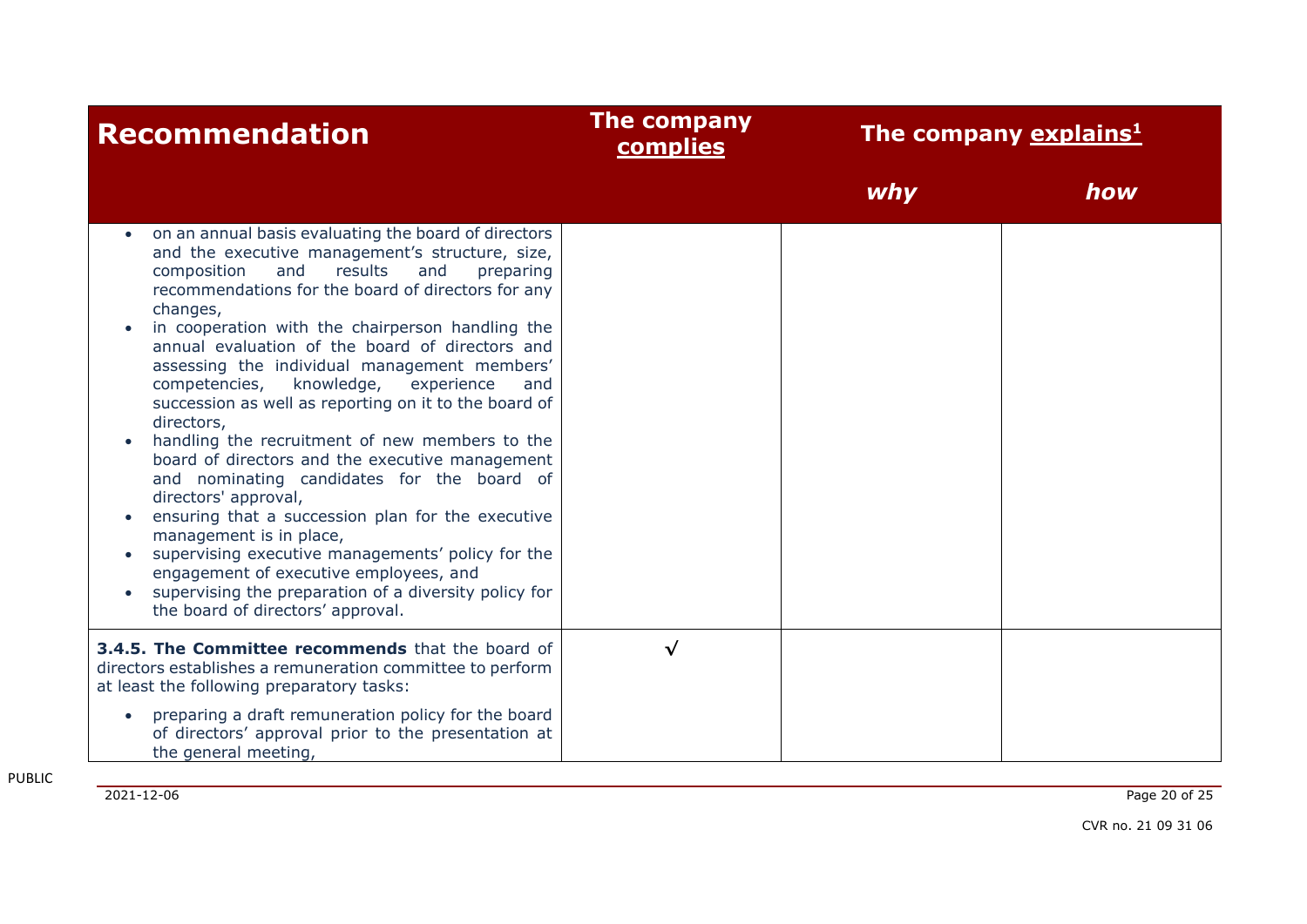| Recommendation | The company complies | The company explains[1] | |
|---|---|---|---|
| | | *why* | *how* |
| • on an annual basis evaluating the board of directors and the executive management's structure, size, composition and results and preparing recommendations for the board of directors for any changes,<br>• in cooperation with the chairperson handling the annual evaluation of the board of directors and assessing the individual management members' competencies, knowledge, experience and succession as well as reporting on it to the board of directors,<br>• handling the recruitment of new members to the board of directors and the executive management and nominating candidates for the board of directors' approval,<br>• ensuring that a succession plan for the executive management is in place,<br>• supervising executive managements' policy for the engagement of executive employees, and<br>• supervising the preparation of a diversity policy for the board of directors' approval. | | | |
| **3.4.5. The Committee recommends** that the board of directors establishes a remuneration committee to perform at least the following preparatory tasks:<br><br>• preparing a draft remuneration policy for the board of directors' approval prior to the presentation at the general meeting, | √ | | |

PUBLIC

2021-12-06

CVR no. 21 09 31 06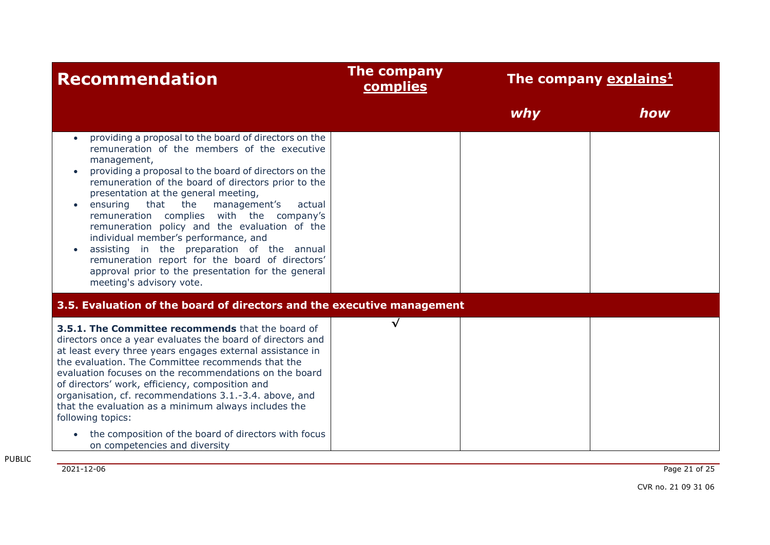| Recommendation | The company complies | The company explains[1] | |
|---|---|---|---|
| | | *why* | *how* |
| • providing a proposal to the board of directors on the remuneration of the members of the executive management,<br>• providing a proposal to the board of directors on the remuneration of the board of directors prior to the presentation at the general meeting,<br>• ensuring that the management's actual remuneration complies with the company's remuneration policy and the evaluation of the individual member's performance, and<br>• assisting in the preparation of the annual remuneration report for the board of directors' approval prior to the presentation for the general meeting's advisory vote. | | | |
| **3.5. Evaluation of the board of directors and the executive management** | | | |
| **3.5.1. The Committee recommends** that the board of directors once a year evaluates the board of directors and at least every three years engages external assistance in the evaluation. The Committee recommends that the evaluation focuses on the recommendations on the board of directors' work, efficiency, composition and organisation, cf. recommendations 3.1.-3.4. above, and that the evaluation as a minimum always includes the following topics:<br>• the composition of the board of directors with focus on competencies and diversity | √ | | |

PUBLIC

2021-12-06

CVR no. 21 09 31 06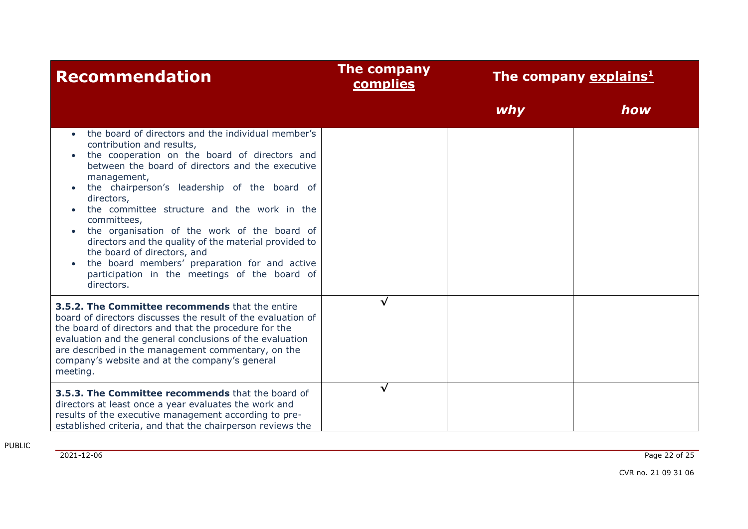| Recommendation | The company complies | The company explains[1] | |
|---|---|---|---|
| | | *why* | *how* |
| • the board of directors and the individual member's contribution and results,<br>• the cooperation on the board of directors and between the board of directors and the executive management,<br>• the chairperson's leadership of the board of directors,<br>• the committee structure and the work in the committees,<br>• the organisation of the work of the board of directors and the quality of the material provided to the board of directors, and<br>• the board members' preparation for and active participation in the meetings of the board of directors. | | | |
| **3.5.2. The Committee recommends** that the entire board of directors discusses the result of the evaluation of the board of directors and that the procedure for the evaluation and the general conclusions of the evaluation are described in the management commentary, on the company's website and at the company's general meeting. | √ | | |
| **3.5.3. The Committee recommends** that the board of directors at least once a year evaluates the work and results of the executive management according to pre-established criteria, and that the chairperson reviews the | √ | | |

PUBLIC

2021-12-06

CVR no. 21 09 31 06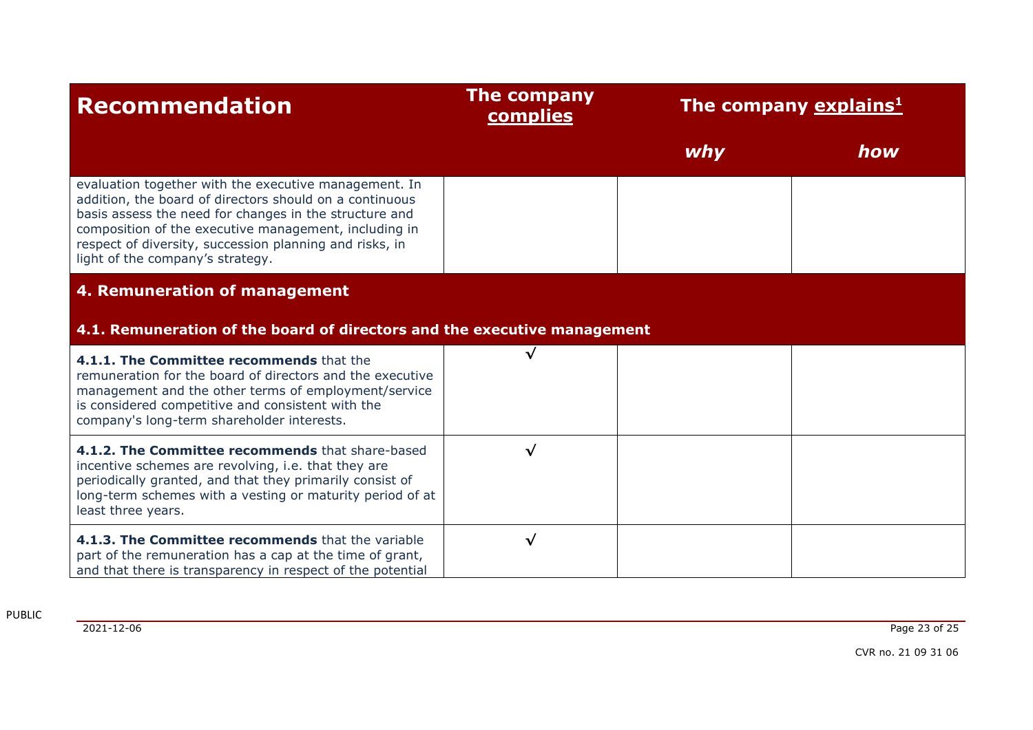| Recommendation | The company complies | The company explains[1] | |
|---|---|---|---|
| | | *why* | *how* |
| evaluation together with the executive management. In addition, the board of directors should on a continuous basis assess the need for changes in the structure and composition of the executive management, including in respect of diversity, succession planning and risks, in light of the company's strategy. | | | |
| **4. Remuneration of management** | | | |
| **4.1. Remuneration of the board of directors and the executive management** | | | |
| **4.1.1. The Committee recommends** that the remuneration for the board of directors and the executive management and the other terms of employment/service is considered competitive and consistent with the company's long-term shareholder interests. | √ | | |
| **4.1.2. The Committee recommends** that share-based incentive schemes are revolving, i.e. that they are periodically granted, and that they primarily consist of long-term schemes with a vesting or maturity period of at least three years. | √ | | |
| **4.1.3. The Committee recommends** that the variable part of the remuneration has a cap at the time of grant, and that there is transparency in respect of the potential | √ | | |

PUBLIC

2021-12-06

CVR no. 21 09 31 06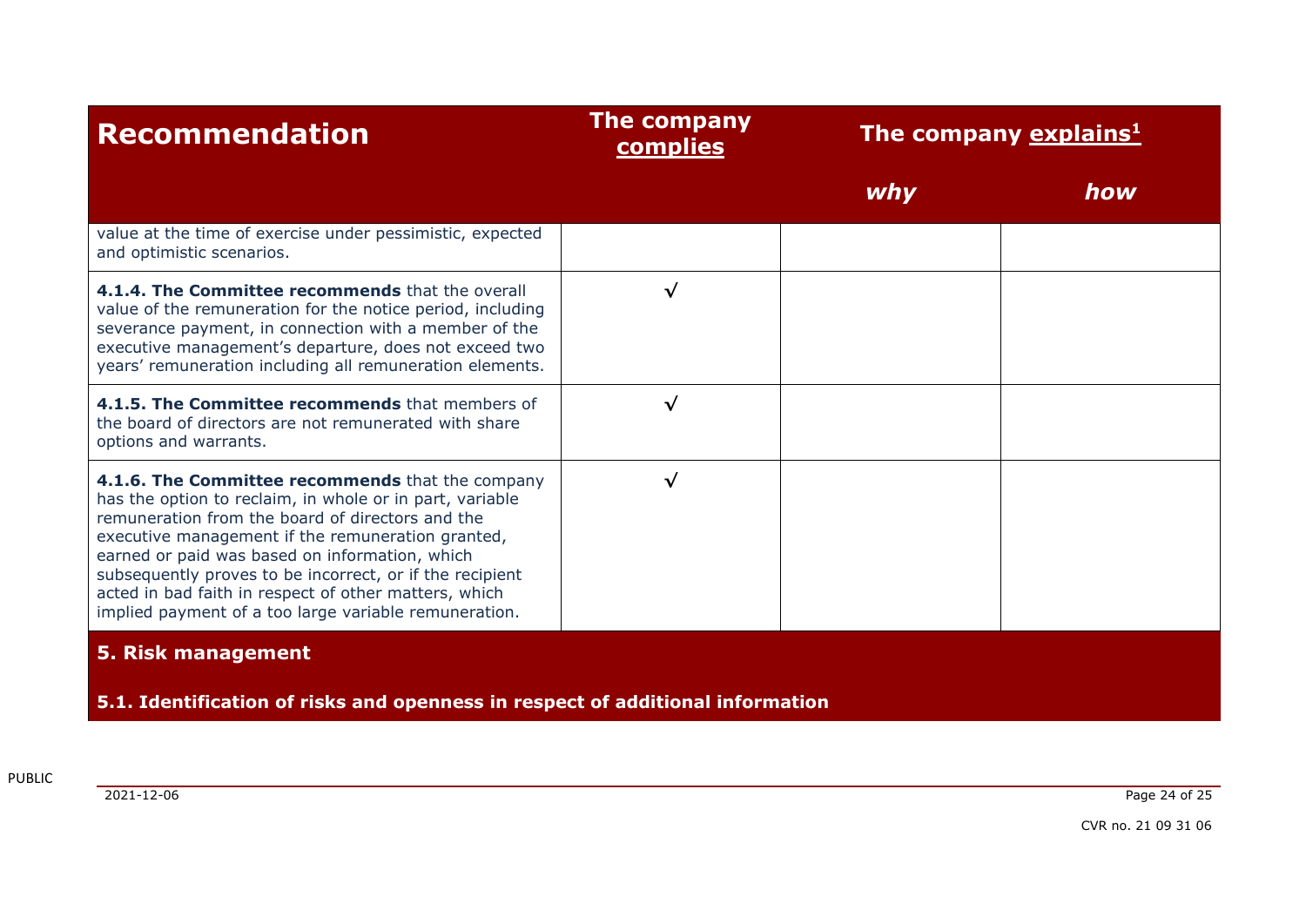| Recommendation | The company complies | The company explains[1] | |
|---|---|---|---|
| | | *why* | *how* |
| value at the time of exercise under pessimistic, expected and optimistic scenarios. | | | |
| **4.1.4. The Committee recommends** that the overall value of the remuneration for the notice period, including severance payment, in connection with a member of the executive management's departure, does not exceed two years' remuneration including all remuneration elements. | √ | | |
| **4.1.5. The Committee recommends** that members of the board of directors are not remunerated with share options and warrants. | √ | | |
| **4.1.6. The Committee recommends** that the company has the option to reclaim, in whole or in part, variable remuneration from the board of directors and the executive management if the remuneration granted, earned or paid was based on information, which subsequently proves to be incorrect, or if the recipient acted in bad faith in respect of other matters, which implied payment of a too large variable remuneration. | √ | | |

## 5. Risk management

### 5.1. Identification of risks and openness in respect of additional information

PUBLIC

2021-12-06

CVR no. 21 09 31 06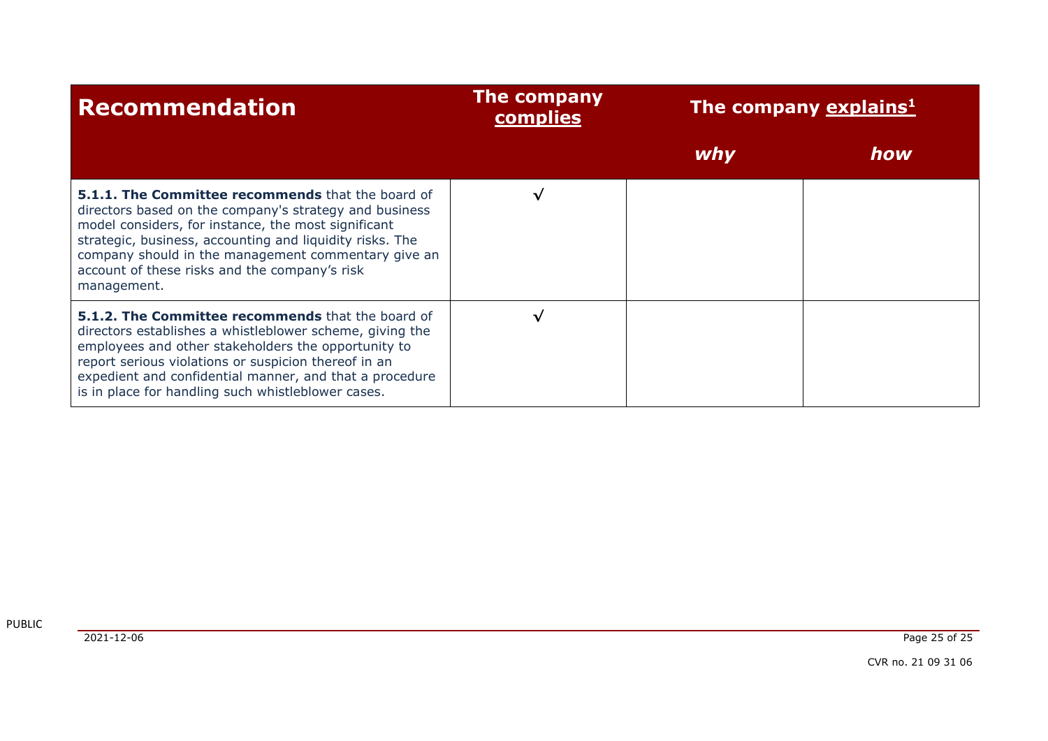| Recommendation | The company complies | The company explains[1] | |
|---|---|---|---|
| | | *why* | *how* |
| **5.1.1. The Committee recommends** that the board of directors based on the company's strategy and business model considers, for instance, the most significant strategic, business, accounting and liquidity risks. The company should in the management commentary give an account of these risks and the company's risk management. | √ | | |
| **5.1.2. The Committee recommends** that the board of directors establishes a whistleblower scheme, giving the employees and other stakeholders the opportunity to report serious violations or suspicion thereof in an expedient and confidential manner, and that a procedure is in place for handling such whistleblower cases. | √ | | |